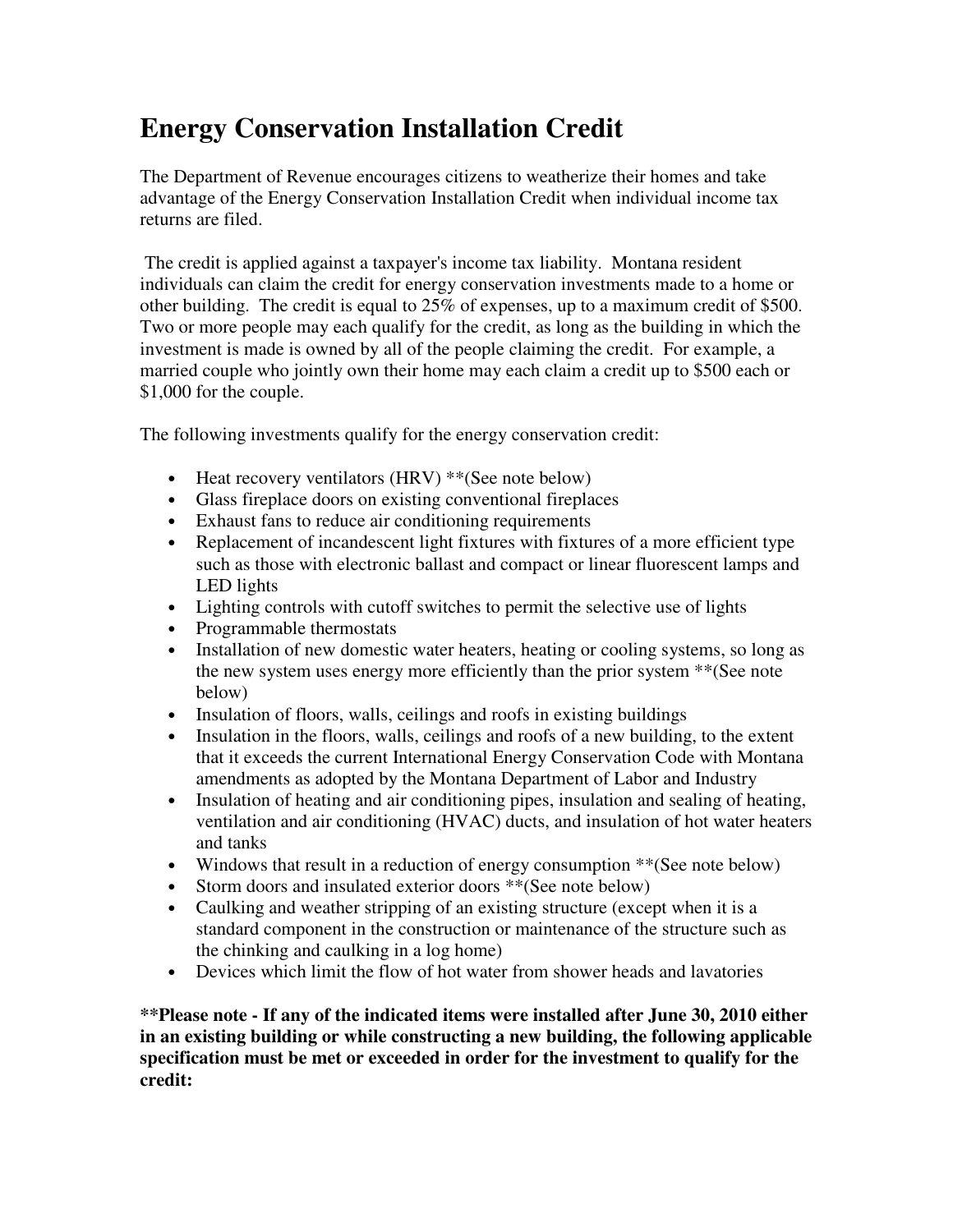# Energy Conservation Installation Credit

The Department of Revenue encourages citizens to weatherize their homes and take advantage of the Energy Conservation Installation Credit when individual income tax returns are filed.

The credit is applied against a taxpayer's income tax liability. Montana resident individuals can claim the credit for energy conservation investments made to a home or other building. The credit is equal to 25% of expenses, up to a maximum credit of $500. Two or more people may each qualify for the credit, as long as the building in which the investment is made is owned by all of the people claiming the credit. For example, a married couple who jointly own their home may each claim a credit up to $500 each or $1,000 for the couple.

The following investments qualify for the energy conservation credit:

- Heat recovery ventilators (HRV) **(See note below)
- Glass fireplace doors on existing conventional fireplaces
- Exhaust fans to reduce air conditioning requirements
- Replacement of incandescent light fixtures with fixtures of a more efficient type such as those with electronic ballast and compact or linear fluorescent lamps and LED lights
- Lighting controls with cutoff switches to permit the selective use of lights
- Programmable thermostats
- Installation of new domestic water heaters, heating or cooling systems, so long as the new system uses energy more efficiently than the prior system **(See note below)
- Insulation of floors, walls, ceilings and roofs in existing buildings
- Insulation in the floors, walls, ceilings and roofs of a new building, to the extent that it exceeds the current International Energy Conservation Code with Montana amendments as adopted by the Montana Department of Labor and Industry
- Insulation of heating and air conditioning pipes, insulation and sealing of heating, ventilation and air conditioning (HVAC) ducts, and insulation of hot water heaters and tanks
- Windows that result in a reduction of energy consumption **(See note below)
- Storm doors and insulated exterior doors **(See note below)
- Caulking and weather stripping of an existing structure (except when it is a standard component in the construction or maintenance of the structure such as the chinking and caulking in a log home)
- Devices which limit the flow of hot water from shower heads and lavatories

**\*\*Please note - If any of the indicated items were installed after June 30, 2010 either in an existing building or while constructing a new building, the following applicable specification must be met or exceeded in order for the investment to qualify for the credit:**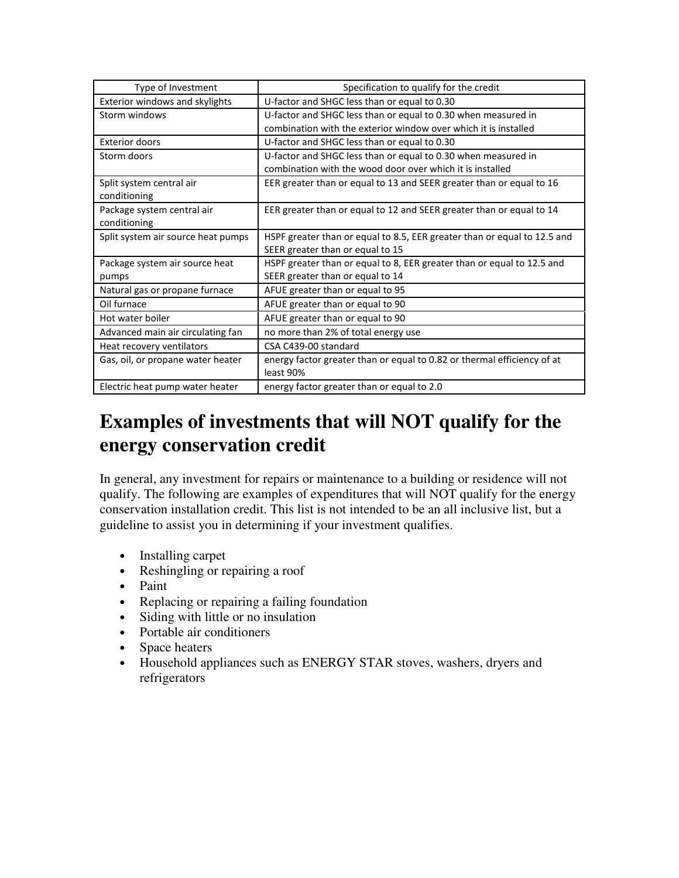| Type of Investment | Specification to qualify for the credit |
|---|---|
| Exterior windows and skylights | U-factor and SHGC less than or equal to 0.30 |
| Storm windows | U-factor and SHGC less than or equal to 0.30 when measured in combination with the exterior window over which it is installed |
| Exterior doors | U-factor and SHGC less than or equal to 0.30 |
| Storm doors | U-factor and SHGC less than or equal to 0.30 when measured in combination with the wood door over which it is installed |
| Split system central air conditioning | EER greater than or equal to 13 and SEER greater than or equal to 16 |
| Package system central air conditioning | EER greater than or equal to 12 and SEER greater than or equal to 14 |
| Split system air source heat pumps | HSPF greater than or equal to 8.5, EER greater than or equal to 12.5 and SEER greater than or equal to 15 |
| Package system air source heat pumps | HSPF greater than or equal to 8, EER greater than or equal to 12.5 and SEER greater than or equal to 14 |
| Natural gas or propane furnace | AFUE greater than or equal to 95 |
| Oil furnace | AFUE greater than or equal to 90 |
| Hot water boiler | AFUE greater than or equal to 90 |
| Advanced main air circulating fan | no more than 2% of total energy use |
| Heat recovery ventilators | CSA C439-00 standard |
| Gas, oil, or propane water heater | energy factor greater than or equal to 0.82 or thermal efficiency of at least 90% |
| Electric heat pump water heater | energy factor greater than or equal to 2.0 |

## Examples of investments that will NOT qualify for the energy conservation credit

In general, any investment for repairs or maintenance to a building or residence will not qualify. The following are examples of expenditures that will NOT qualify for the energy conservation installation credit. This list is not intended to be an all inclusive list, but a guideline to assist you in determining if your investment qualifies.

- Installing carpet
- Reshingling or repairing a roof
- Paint
- Replacing or repairing a failing foundation
- Siding with little or no insulation
- Portable air conditioners
- Space heaters
- Household appliances such as ENERGY STAR stoves, washers, dryers and refrigerators